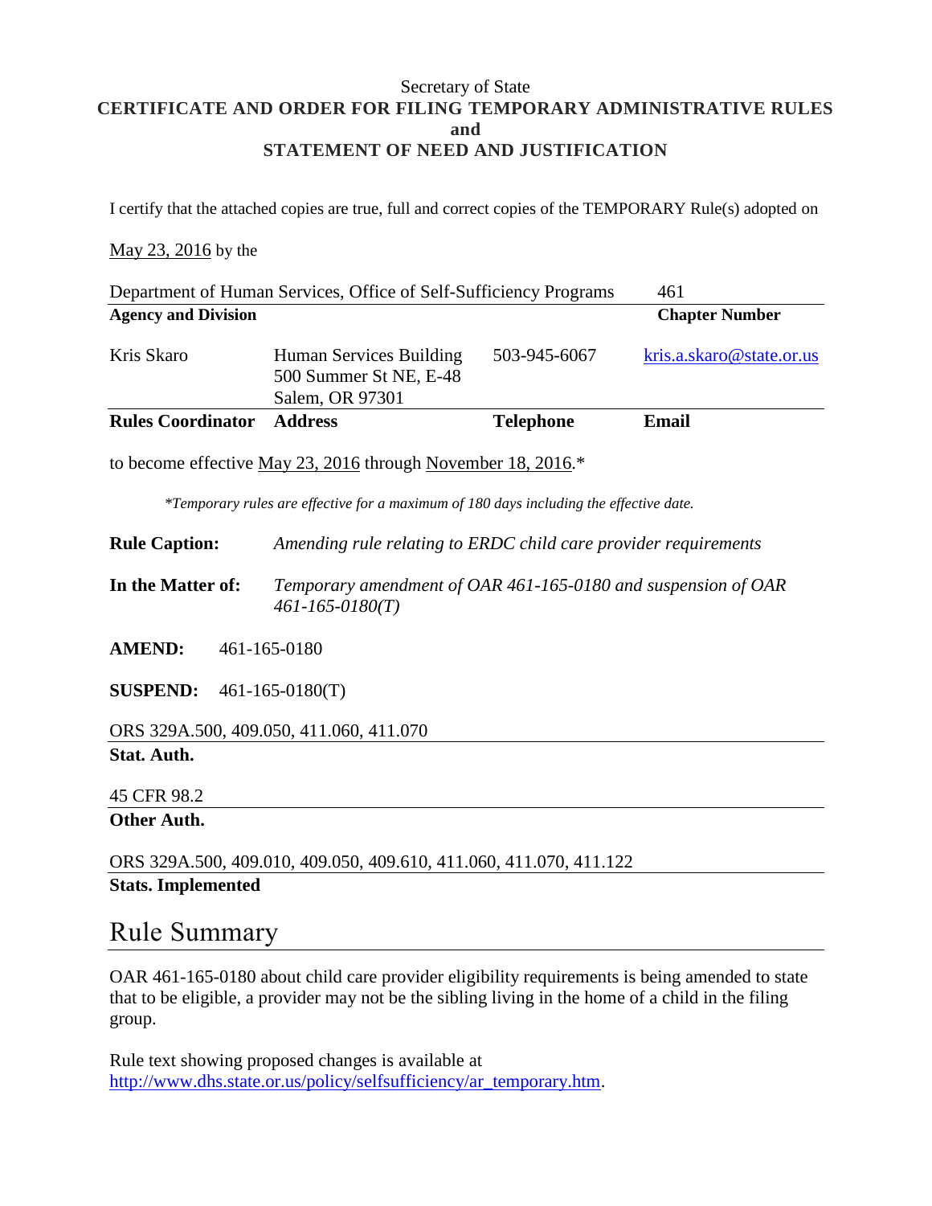Secretary of State

**CERTIFICATE AND ORDER FOR FILING TEMPORARY ADMINISTRATIVE RULES**
**and**
**STATEMENT OF NEED AND JUSTIFICATION**

I certify that the attached copies are true, full and correct copies of the TEMPORARY Rule(s) adopted on

May 23, 2016 by the

| | |
|---|---|
| Department of Human Services, Office of Self-Sufficiency Programs | 461 |
| **Agency and Division** | **Chapter Number** |

| | | | |
|---|---|---|---|
| Kris Skaro | Human Services Building<br>500 Summer St NE, E-48<br>Salem, OR 97301 | 503-945-6067 | kris.a.skaro@state.or.us |
| **Rules Coordinator** | **Address** | **Telephone** | **Email** |

to become effective May 23, 2016 through November 18, 2016.*

*\*Temporary rules are effective for a maximum of 180 days including the effective date.*

**Rule Caption:** *Amending rule relating to ERDC child care provider requirements*

**In the Matter of:** *Temporary amendment of OAR 461-165-0180 and suspension of OAR 461-165-0180(T)*

**AMEND:** 461-165-0180

**SUSPEND:** 461-165-0180(T)

ORS 329A.500, 409.050, 411.060, 411.070
**Stat. Auth.**

45 CFR 98.2
**Other Auth.**

ORS 329A.500, 409.010, 409.050, 409.610, 411.060, 411.070, 411.122
**Stats. Implemented**

# Rule Summary

OAR 461-165-0180 about child care provider eligibility requirements is being amended to state that to be eligible, a provider may not be the sibling living in the home of a child in the filing group.

Rule text showing proposed changes is available at http://www.dhs.state.or.us/policy/selfsufficiency/ar_temporary.htm.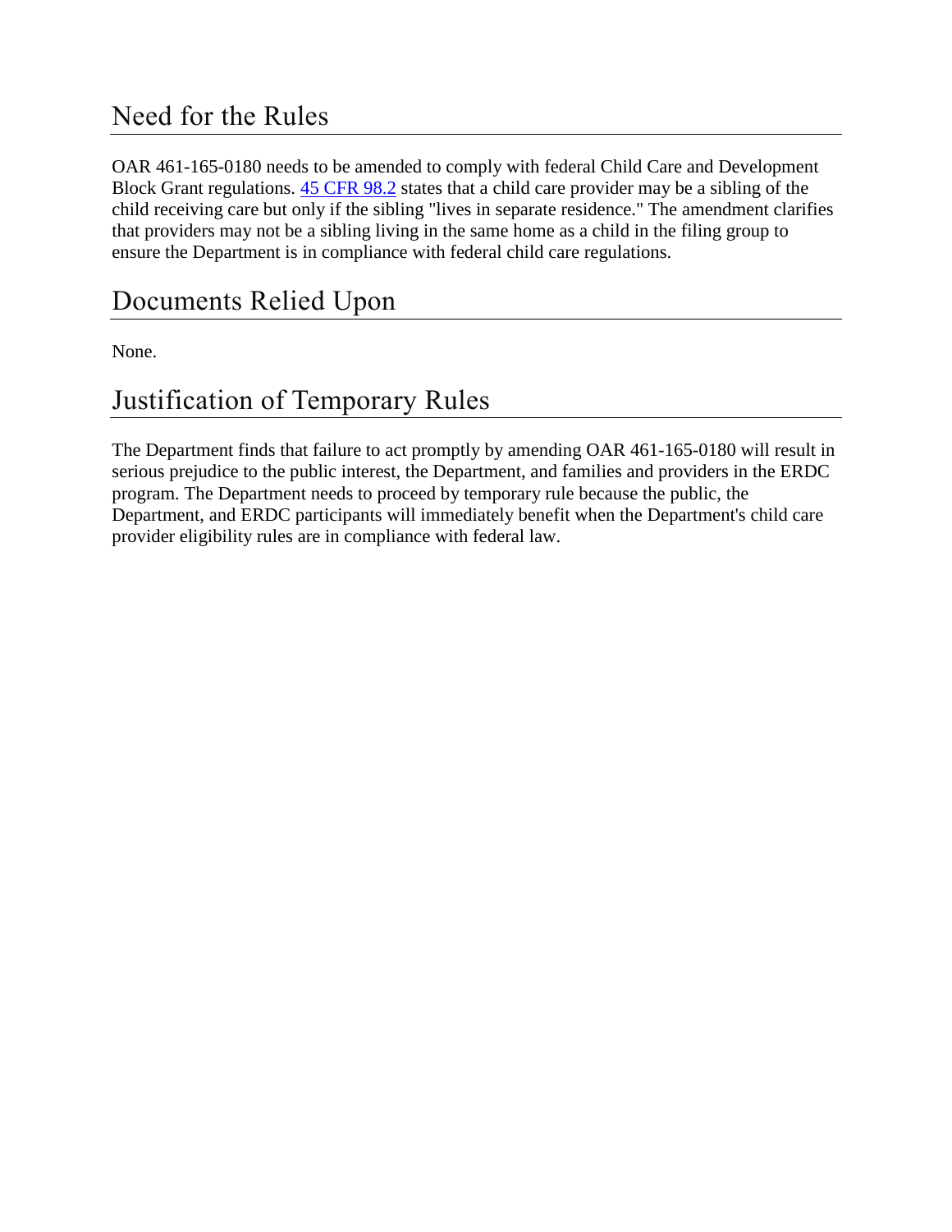## Need for the Rules

OAR 461-165-0180 needs to be amended to comply with federal Child Care and Development Block Grant regulations. [45 CFR 98.2](#) states that a child care provider may be a sibling of the child receiving care but only if the sibling "lives in separate residence." The amendment clarifies that providers may not be a sibling living in the same home as a child in the filing group to ensure the Department is in compliance with federal child care regulations.

## Documents Relied Upon

None.

## Justification of Temporary Rules

The Department finds that failure to act promptly by amending OAR 461-165-0180 will result in serious prejudice to the public interest, the Department, and families and providers in the ERDC program. The Department needs to proceed by temporary rule because the public, the Department, and ERDC participants will immediately benefit when the Department's child care provider eligibility rules are in compliance with federal law.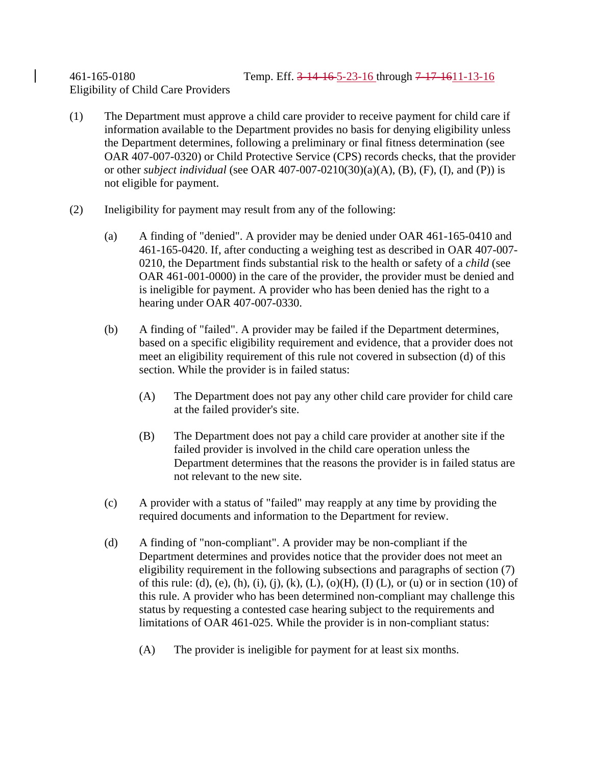461-165-0180 Temp. Eff. ~~3-14-16~~ 5-23-16 through ~~7-17-16~~11-13-16

Eligibility of Child Care Providers

(1) The Department must approve a child care provider to receive payment for child care if information available to the Department provides no basis for denying eligibility unless the Department determines, following a preliminary or final fitness determination (see OAR 407-007-0320) or Child Protective Service (CPS) records checks, that the provider or other *subject individual* (see OAR 407-007-0210(30)(a)(A), (B), (F), (I), and (P)) is not eligible for payment.

(2) Ineligibility for payment may result from any of the following:

(a) A finding of "denied". A provider may be denied under OAR 461-165-0410 and 461-165-0420. If, after conducting a weighing test as described in OAR 407-007-0210, the Department finds substantial risk to the health or safety of a *child* (see OAR 461-001-0000) in the care of the provider, the provider must be denied and is ineligible for payment. A provider who has been denied has the right to a hearing under OAR 407-007-0330.

(b) A finding of "failed". A provider may be failed if the Department determines, based on a specific eligibility requirement and evidence, that a provider does not meet an eligibility requirement of this rule not covered in subsection (d) of this section. While the provider is in failed status:

(A) The Department does not pay any other child care provider for child care at the failed provider's site.

(B) The Department does not pay a child care provider at another site if the failed provider is involved in the child care operation unless the Department determines that the reasons the provider is in failed status are not relevant to the new site.

(c) A provider with a status of "failed" may reapply at any time by providing the required documents and information to the Department for review.

(d) A finding of "non-compliant". A provider may be non-compliant if the Department determines and provides notice that the provider does not meet an eligibility requirement in the following subsections and paragraphs of section (7) of this rule: (d), (e), (h), (i), (j), (k), (L), (o)(H), (I) (L), or (u) or in section (10) of this rule. A provider who has been determined non-compliant may challenge this status by requesting a contested case hearing subject to the requirements and limitations of OAR 461-025. While the provider is in non-compliant status:

(A) The provider is ineligible for payment for at least six months.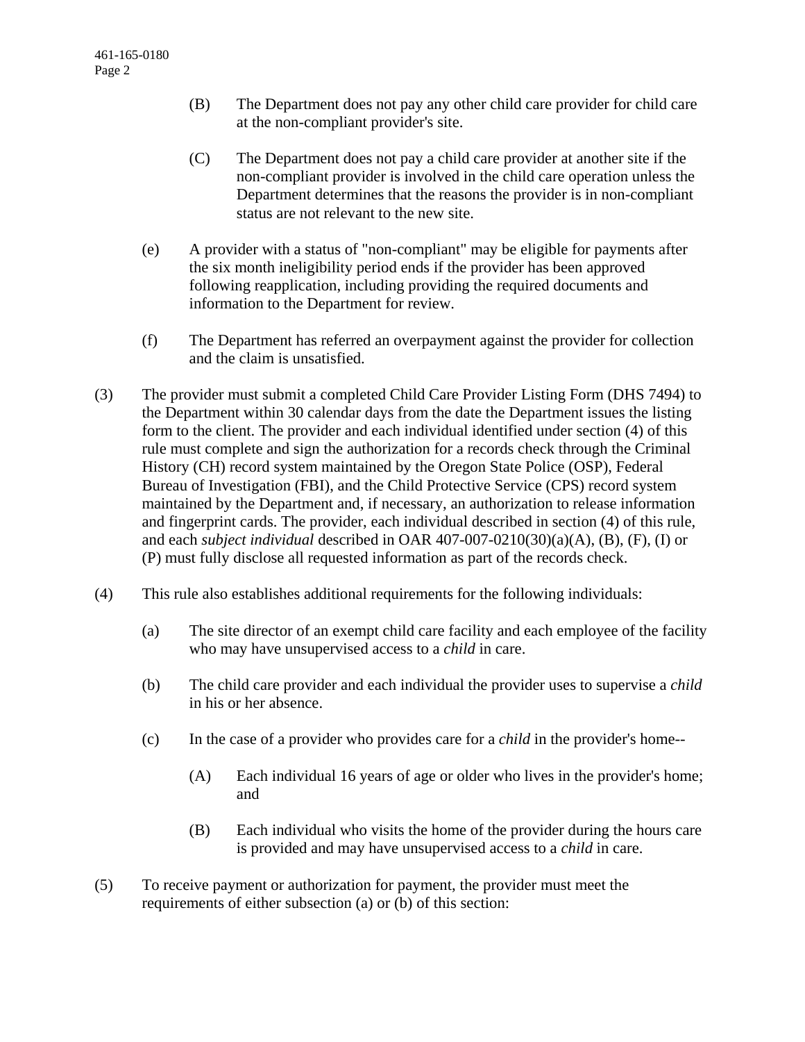(B) The Department does not pay any other child care provider for child care at the non-compliant provider's site.

(C) The Department does not pay a child care provider at another site if the non-compliant provider is involved in the child care operation unless the Department determines that the reasons the provider is in non-compliant status are not relevant to the new site.

(e) A provider with a status of "non-compliant" may be eligible for payments after the six month ineligibility period ends if the provider has been approved following reapplication, including providing the required documents and information to the Department for review.

(f) The Department has referred an overpayment against the provider for collection and the claim is unsatisfied.

(3) The provider must submit a completed Child Care Provider Listing Form (DHS 7494) to the Department within 30 calendar days from the date the Department issues the listing form to the client. The provider and each individual identified under section (4) of this rule must complete and sign the authorization for a records check through the Criminal History (CH) record system maintained by the Oregon State Police (OSP), Federal Bureau of Investigation (FBI), and the Child Protective Service (CPS) record system maintained by the Department and, if necessary, an authorization to release information and fingerprint cards. The provider, each individual described in section (4) of this rule, and each *subject individual* described in OAR 407-007-0210(30)(a)(A), (B), (F), (I) or (P) must fully disclose all requested information as part of the records check.

(4) This rule also establishes additional requirements for the following individuals:

(a) The site director of an exempt child care facility and each employee of the facility who may have unsupervised access to a *child* in care.

(b) The child care provider and each individual the provider uses to supervise a *child* in his or her absence.

(c) In the case of a provider who provides care for a *child* in the provider's home--

(A) Each individual 16 years of age or older who lives in the provider's home; and

(B) Each individual who visits the home of the provider during the hours care is provided and may have unsupervised access to a *child* in care.

(5) To receive payment or authorization for payment, the provider must meet the requirements of either subsection (a) or (b) of this section: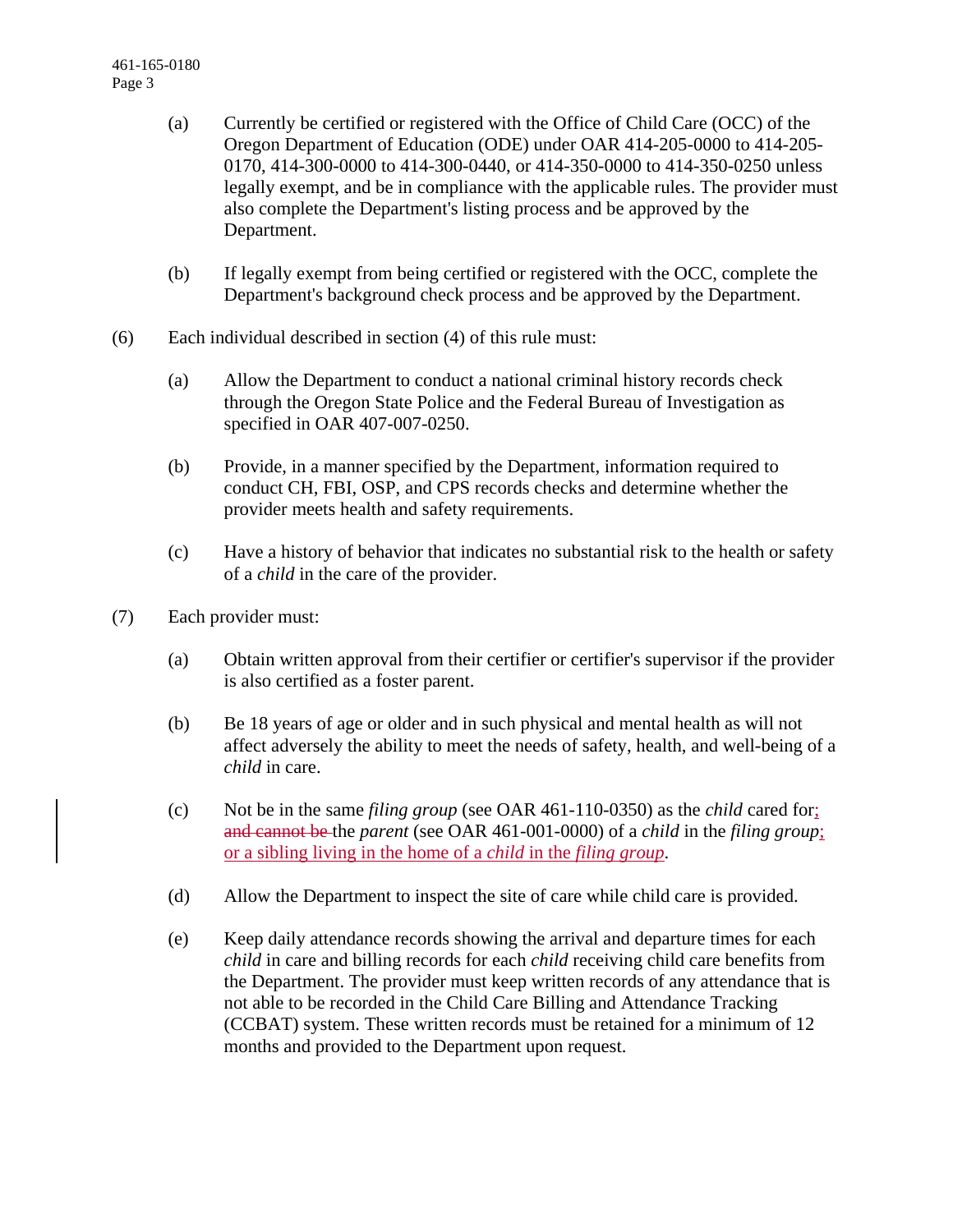(a) Currently be certified or registered with the Office of Child Care (OCC) of the Oregon Department of Education (ODE) under OAR 414-205-0000 to 414-205-0170, 414-300-0000 to 414-300-0440, or 414-350-0000 to 414-350-0250 unless legally exempt, and be in compliance with the applicable rules. The provider must also complete the Department's listing process and be approved by the Department.

(b) If legally exempt from being certified or registered with the OCC, complete the Department's background check process and be approved by the Department.

(6) Each individual described in section (4) of this rule must:

(a) Allow the Department to conduct a national criminal history records check through the Oregon State Police and the Federal Bureau of Investigation as specified in OAR 407-007-0250.

(b) Provide, in a manner specified by the Department, information required to conduct CH, FBI, OSP, and CPS records checks and determine whether the provider meets health and safety requirements.

(c) Have a history of behavior that indicates no substantial risk to the health or safety of a *child* in the care of the provider.

(7) Each provider must:

(a) Obtain written approval from their certifier or certifier's supervisor if the provider is also certified as a foster parent.

(b) Be 18 years of age or older and in such physical and mental health as will not affect adversely the ability to meet the needs of safety, health, and well-being of a *child* in care.

(c) Not be in the same *filing group* (see OAR 461-110-0350) as the *child* cared for; ~~and cannot be~~ the *parent* (see OAR 461-001-0000) of a *child* in the *filing group*; or a sibling living in the home of a *child* in the *filing group*.

(d) Allow the Department to inspect the site of care while child care is provided.

(e) Keep daily attendance records showing the arrival and departure times for each *child* in care and billing records for each *child* receiving child care benefits from the Department. The provider must keep written records of any attendance that is not able to be recorded in the Child Care Billing and Attendance Tracking (CCBAT) system. These written records must be retained for a minimum of 12 months and provided to the Department upon request.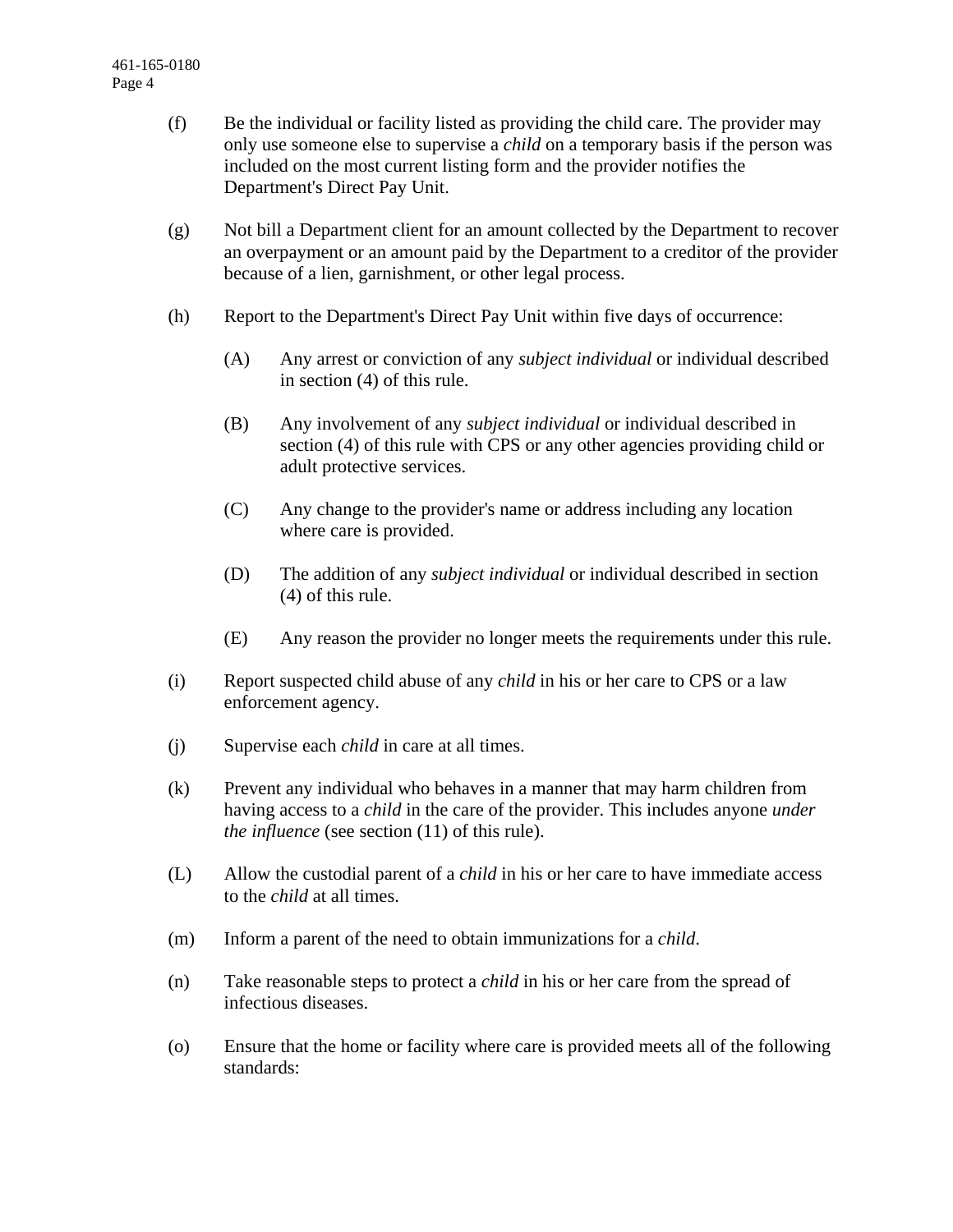(f) Be the individual or facility listed as providing the child care. The provider may only use someone else to supervise a *child* on a temporary basis if the person was included on the most current listing form and the provider notifies the Department's Direct Pay Unit.

(g) Not bill a Department client for an amount collected by the Department to recover an overpayment or an amount paid by the Department to a creditor of the provider because of a lien, garnishment, or other legal process.

(h) Report to the Department's Direct Pay Unit within five days of occurrence:

(A) Any arrest or conviction of any *subject individual* or individual described in section (4) of this rule.

(B) Any involvement of any *subject individual* or individual described in section (4) of this rule with CPS or any other agencies providing child or adult protective services.

(C) Any change to the provider's name or address including any location where care is provided.

(D) The addition of any *subject individual* or individual described in section (4) of this rule.

(E) Any reason the provider no longer meets the requirements under this rule.

(i) Report suspected child abuse of any *child* in his or her care to CPS or a law enforcement agency.

(j) Supervise each *child* in care at all times.

(k) Prevent any individual who behaves in a manner that may harm children from having access to a *child* in the care of the provider. This includes anyone *under the influence* (see section (11) of this rule).

(L) Allow the custodial parent of a *child* in his or her care to have immediate access to the *child* at all times.

(m) Inform a parent of the need to obtain immunizations for a *child*.

(n) Take reasonable steps to protect a *child* in his or her care from the spread of infectious diseases.

(o) Ensure that the home or facility where care is provided meets all of the following standards: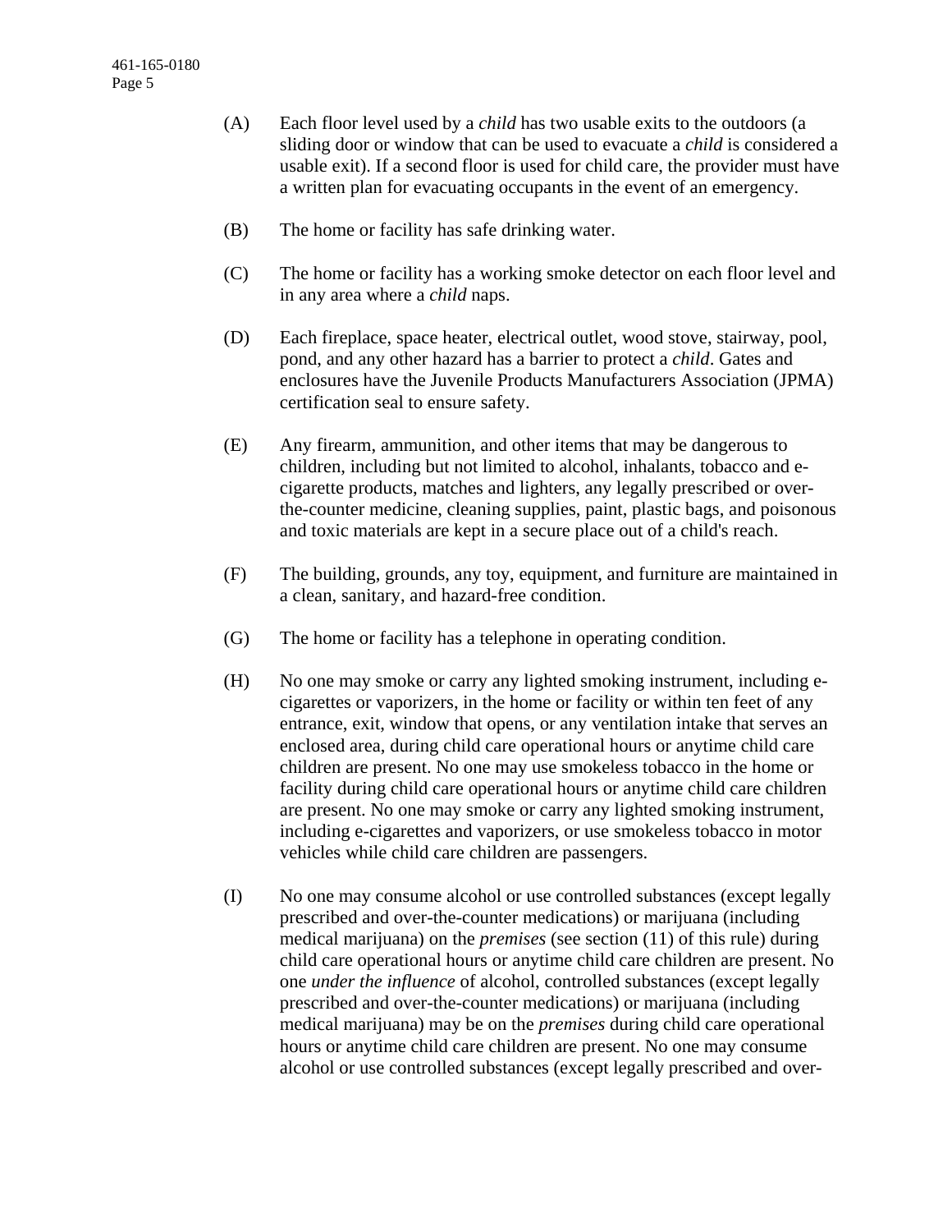(A) Each floor level used by a *child* has two usable exits to the outdoors (a sliding door or window that can be used to evacuate a *child* is considered a usable exit). If a second floor is used for child care, the provider must have a written plan for evacuating occupants in the event of an emergency.

(B) The home or facility has safe drinking water.

(C) The home or facility has a working smoke detector on each floor level and in any area where a *child* naps.

(D) Each fireplace, space heater, electrical outlet, wood stove, stairway, pool, pond, and any other hazard has a barrier to protect a *child*. Gates and enclosures have the Juvenile Products Manufacturers Association (JPMA) certification seal to ensure safety.

(E) Any firearm, ammunition, and other items that may be dangerous to children, including but not limited to alcohol, inhalants, tobacco and e-cigarette products, matches and lighters, any legally prescribed or over-the-counter medicine, cleaning supplies, paint, plastic bags, and poisonous and toxic materials are kept in a secure place out of a child's reach.

(F) The building, grounds, any toy, equipment, and furniture are maintained in a clean, sanitary, and hazard-free condition.

(G) The home or facility has a telephone in operating condition.

(H) No one may smoke or carry any lighted smoking instrument, including e-cigarettes or vaporizers, in the home or facility or within ten feet of any entrance, exit, window that opens, or any ventilation intake that serves an enclosed area, during child care operational hours or anytime child care children are present. No one may use smokeless tobacco in the home or facility during child care operational hours or anytime child care children are present. No one may smoke or carry any lighted smoking instrument, including e-cigarettes and vaporizers, or use smokeless tobacco in motor vehicles while child care children are passengers.

(I) No one may consume alcohol or use controlled substances (except legally prescribed and over-the-counter medications) or marijuana (including medical marijuana) on the *premises* (see section (11) of this rule) during child care operational hours or anytime child care children are present. No one *under the influence* of alcohol, controlled substances (except legally prescribed and over-the-counter medications) or marijuana (including medical marijuana) may be on the *premises* during child care operational hours or anytime child care children are present. No one may consume alcohol or use controlled substances (except legally prescribed and over-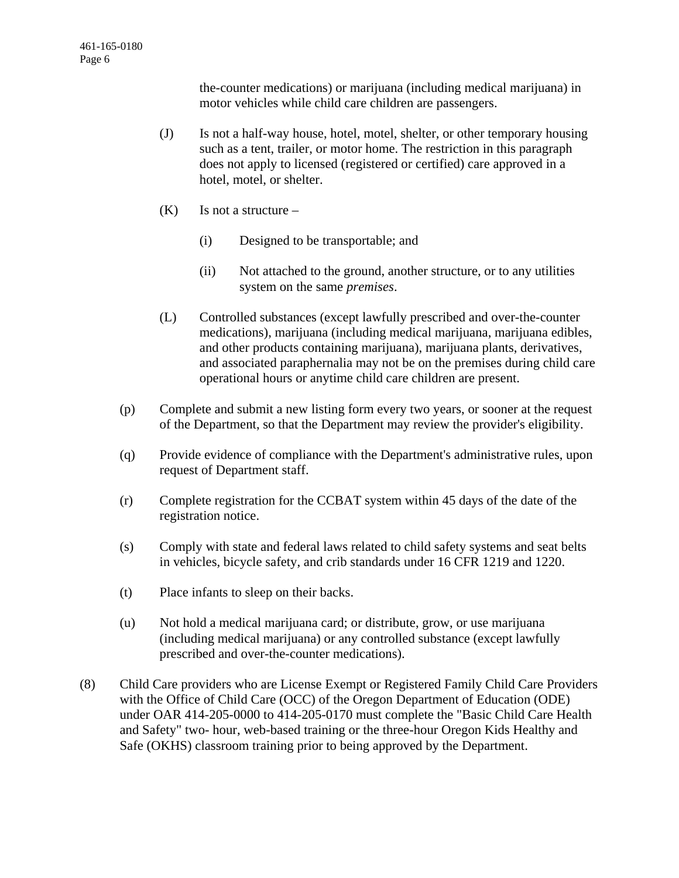the-counter medications) or marijuana (including medical marijuana) in motor vehicles while child care children are passengers.

(J) Is not a half-way house, hotel, motel, shelter, or other temporary housing such as a tent, trailer, or motor home. The restriction in this paragraph does not apply to licensed (registered or certified) care approved in a hotel, motel, or shelter.

(K) Is not a structure –

(i) Designed to be transportable; and

(ii) Not attached to the ground, another structure, or to any utilities system on the same *premises*.

(L) Controlled substances (except lawfully prescribed and over-the-counter medications), marijuana (including medical marijuana, marijuana edibles, and other products containing marijuana), marijuana plants, derivatives, and associated paraphernalia may not be on the premises during child care operational hours or anytime child care children are present.

(p) Complete and submit a new listing form every two years, or sooner at the request of the Department, so that the Department may review the provider's eligibility.

(q) Provide evidence of compliance with the Department's administrative rules, upon request of Department staff.

(r) Complete registration for the CCBAT system within 45 days of the date of the registration notice.

(s) Comply with state and federal laws related to child safety systems and seat belts in vehicles, bicycle safety, and crib standards under 16 CFR 1219 and 1220.

(t) Place infants to sleep on their backs.

(u) Not hold a medical marijuana card; or distribute, grow, or use marijuana (including medical marijuana) or any controlled substance (except lawfully prescribed and over-the-counter medications).

(8) Child Care providers who are License Exempt or Registered Family Child Care Providers with the Office of Child Care (OCC) of the Oregon Department of Education (ODE) under OAR 414-205-0000 to 414-205-0170 must complete the "Basic Child Care Health and Safety" two- hour, web-based training or the three-hour Oregon Kids Healthy and Safe (OKHS) classroom training prior to being approved by the Department.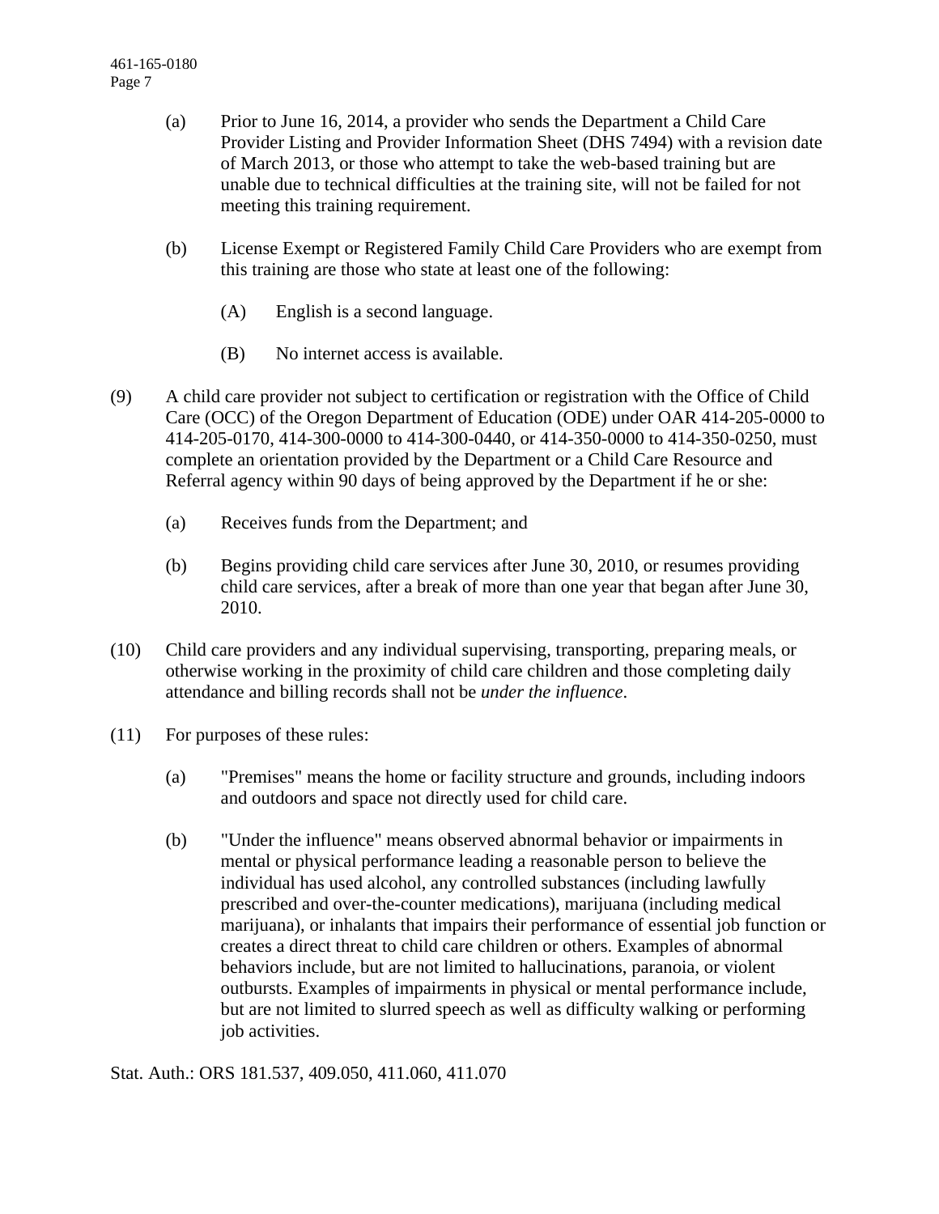(a) Prior to June 16, 2014, a provider who sends the Department a Child Care Provider Listing and Provider Information Sheet (DHS 7494) with a revision date of March 2013, or those who attempt to take the web-based training but are unable due to technical difficulties at the training site, will not be failed for not meeting this training requirement.

(b) License Exempt or Registered Family Child Care Providers who are exempt from this training are those who state at least one of the following:

(A) English is a second language.

(B) No internet access is available.

(9) A child care provider not subject to certification or registration with the Office of Child Care (OCC) of the Oregon Department of Education (ODE) under OAR 414-205-0000 to 414-205-0170, 414-300-0000 to 414-300-0440, or 414-350-0000 to 414-350-0250, must complete an orientation provided by the Department or a Child Care Resource and Referral agency within 90 days of being approved by the Department if he or she:

(a) Receives funds from the Department; and

(b) Begins providing child care services after June 30, 2010, or resumes providing child care services, after a break of more than one year that began after June 30, 2010.

(10) Child care providers and any individual supervising, transporting, preparing meals, or otherwise working in the proximity of child care children and those completing daily attendance and billing records shall not be *under the influence*.

(11) For purposes of these rules:

(a) "Premises" means the home or facility structure and grounds, including indoors and outdoors and space not directly used for child care.

(b) "Under the influence" means observed abnormal behavior or impairments in mental or physical performance leading a reasonable person to believe the individual has used alcohol, any controlled substances (including lawfully prescribed and over-the-counter medications), marijuana (including medical marijuana), or inhalants that impairs their performance of essential job function or creates a direct threat to child care children or others. Examples of abnormal behaviors include, but are not limited to hallucinations, paranoia, or violent outbursts. Examples of impairments in physical or mental performance include, but are not limited to slurred speech as well as difficulty walking or performing job activities.

Stat. Auth.: ORS 181.537, 409.050, 411.060, 411.070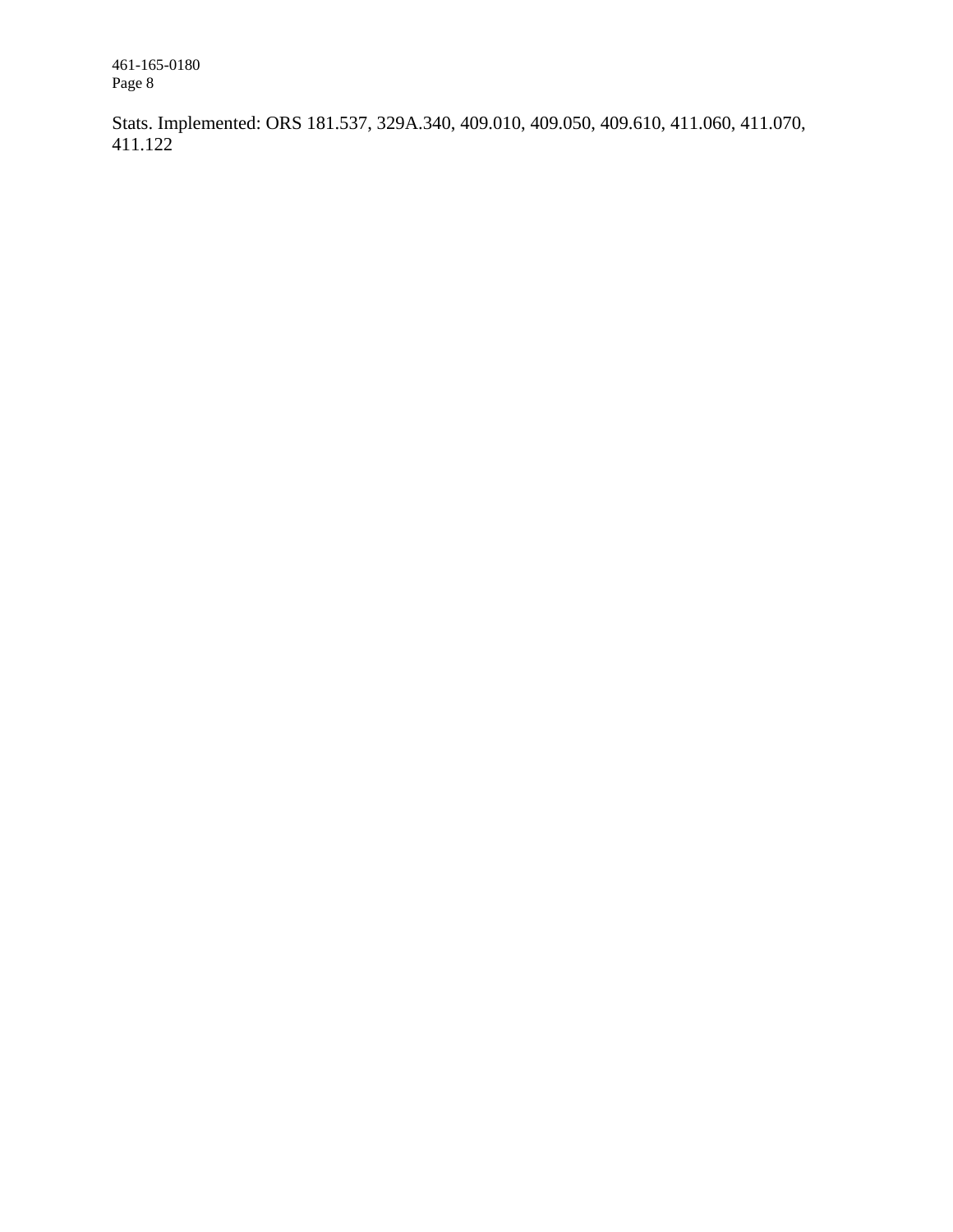Stats. Implemented: ORS 181.537, 329A.340, 409.010, 409.050, 409.610, 411.060, 411.070, 411.122